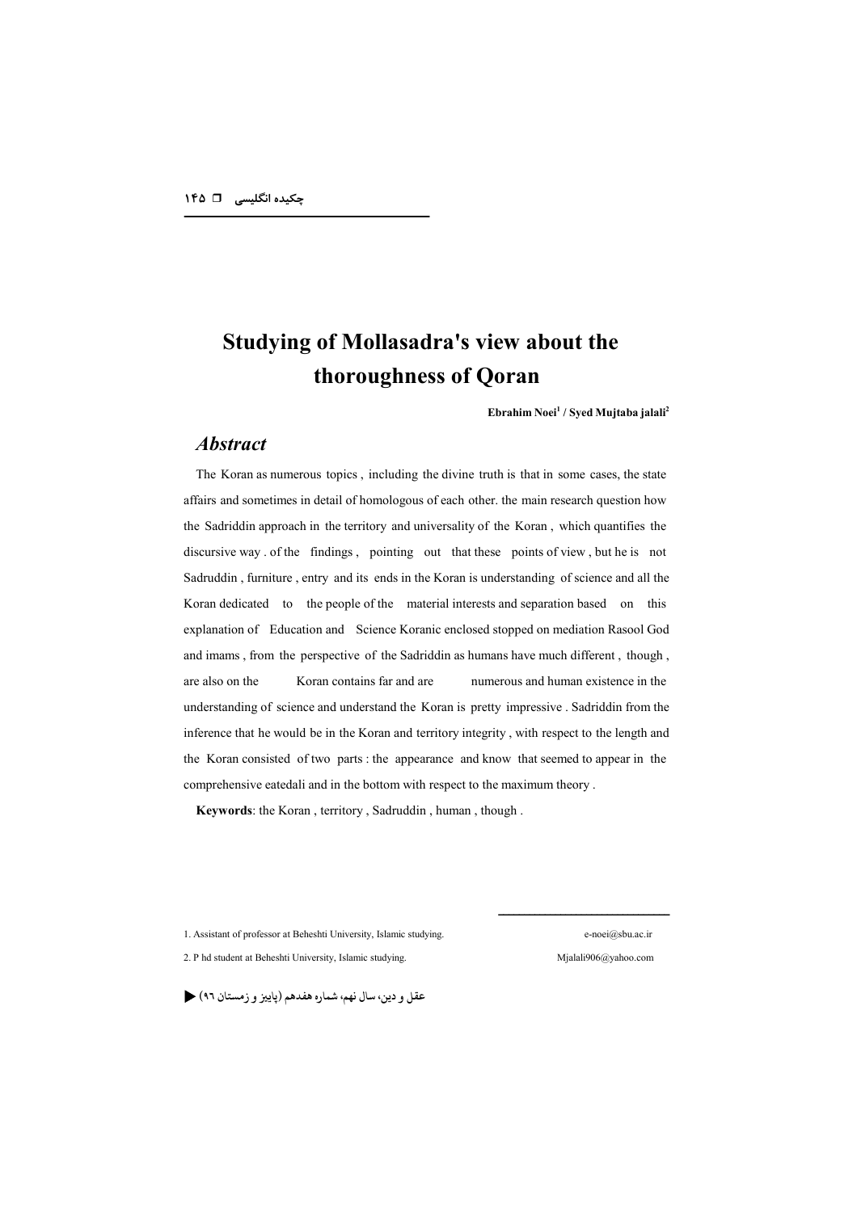# Studying of Mollasadra's view about the thoroughness of Qoran

**Ebrahim Noei[1] / Syed Mujtaba jalali[2]**

## *Abstract*

The Koran as numerous topics , including the divine truth is that in some cases, the state affairs and sometimes in detail of homologous of each other. the main research question how the Sadriddin approach in the territory and universality of the Koran , which quantifies the discursive way . of the findings , pointing out that these points of view , but he is not Sadruddin , furniture , entry and its ends in the Koran is understanding of science and all the Koran dedicated to the people of the material interests and separation based on this explanation of Education and Science Koranic enclosed stopped on mediation Rasool God and imams , from the perspective of the Sadriddin as humans have much different , though , are also on the Koran contains far and are numerous and human existence in the understanding of science and understand the Koran is pretty impressive . Sadriddin from the inference that he would be in the Koran and territory integrity , with respect to the length and the Koran consisted of two parts : the appearance and know that seemed to appear in the comprehensive eatedali and in the bottom with respect to the maximum theory .

**Keywords**: the Koran , territory , Sadruddin , human , though .

---

1. Assistant of professor at Beheshti University, Islamic studying. e-noei@sbu.ac.ir

2. P hd student at Beheshti University, Islamic studying. Mjalali906@yahoo.com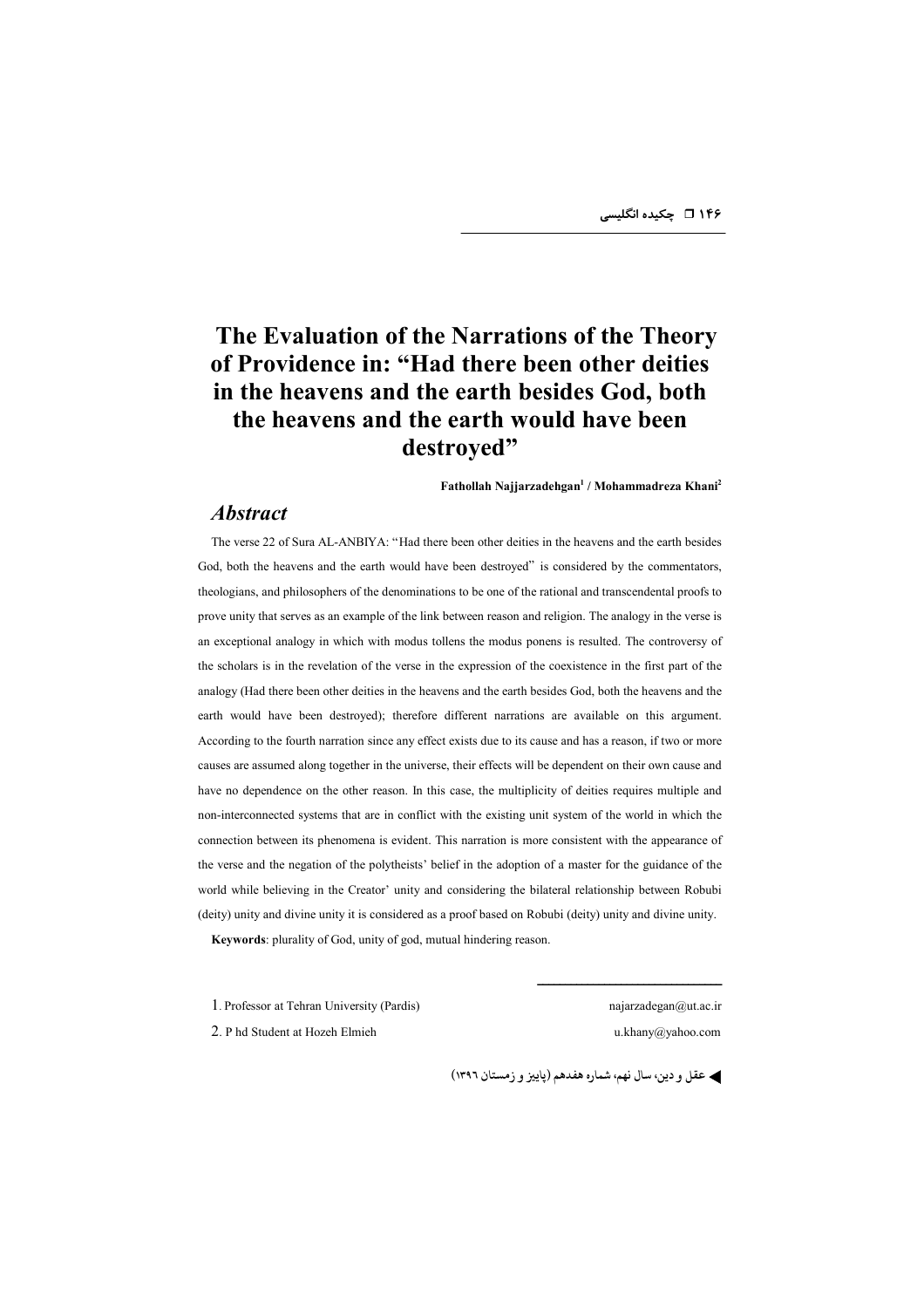# The Evaluation of the Narrations of the Theory of Providence in: "Had there been other deities in the heavens and the earth besides God, both the heavens and the earth would have been destroyed"

**Fathollah Najjarzadehgan[1] / Mohammadreza Khani[2]**

## *Abstract*

The verse 22 of Sura AL-ANBIYA: "Had there been other deities in the heavens and the earth besides God, both the heavens and the earth would have been destroyed" is considered by the commentators, theologians, and philosophers of the denominations to be one of the rational and transcendental proofs to prove unity that serves as an example of the link between reason and religion. The analogy in the verse is an exceptional analogy in which with modus tollens the modus ponens is resulted. The controversy of the scholars is in the revelation of the verse in the expression of the coexistence in the first part of the analogy (Had there been other deities in the heavens and the earth besides God, both the heavens and the earth would have been destroyed); therefore different narrations are available on this argument. According to the fourth narration since any effect exists due to its cause and has a reason, if two or more causes are assumed along together in the universe, their effects will be dependent on their own cause and have no dependence on the other reason. In this case, the multiplicity of deities requires multiple and non-interconnected systems that are in conflict with the existing unit system of the world in which the connection between its phenomena is evident. This narration is more consistent with the appearance of the verse and the negation of the polytheists' belief in the adoption of a master for the guidance of the world while believing in the Creator' unity and considering the bilateral relationship between Robubi (deity) unity and divine unity it is considered as a proof based on Robubi (deity) unity and divine unity.

**Keywords**: plurality of God, unity of god, mutual hindering reason.

---

1. Professor at Tehran University (Pardis) najarzadegan@ut.ac.ir

2. P hd Student at Hozeh Elmieh u.khany@yahoo.com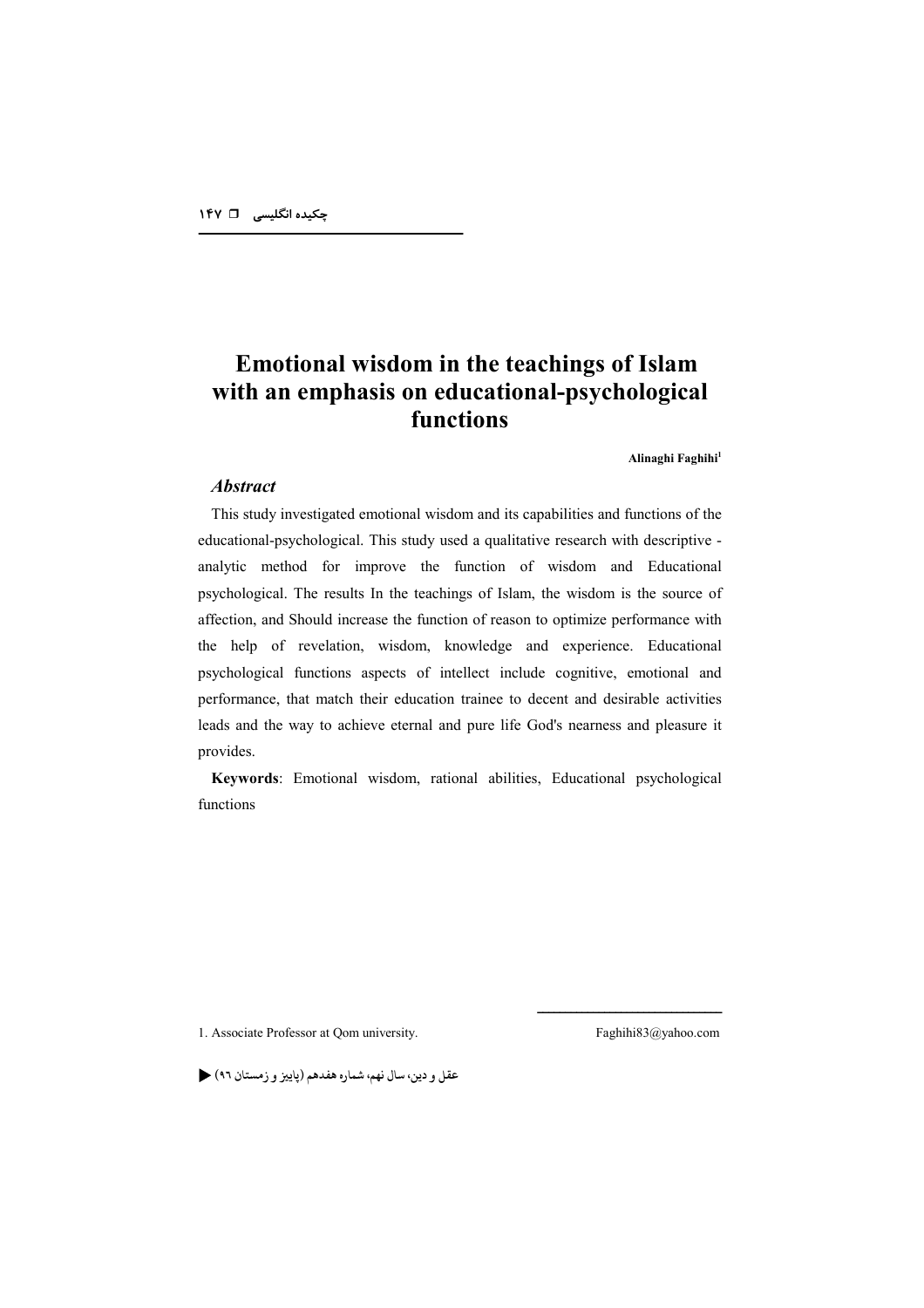# Emotional wisdom in the teachings of Islam with an emphasis on educational-psychological functions

**Alinaghi Faghihi**[1]

### *Abstract*

This study investigated emotional wisdom and its capabilities and functions of the educational-psychological. This study used a qualitative research with descriptive - analytic method for improve the function of wisdom and Educational psychological. The results In the teachings of Islam, the wisdom is the source of affection, and Should increase the function of reason to optimize performance with the help of revelation, wisdom, knowledge and experience. Educational psychological functions aspects of intellect include cognitive, emotional and performance, that match their education trainee to decent and desirable activities leads and the way to achieve eternal and pure life God's nearness and pleasure it provides.

**Keywords**: Emotional wisdom, rational abilities, Educational psychological functions

---

1. Associate Professor at Qom university. Faghihi83@yahoo.com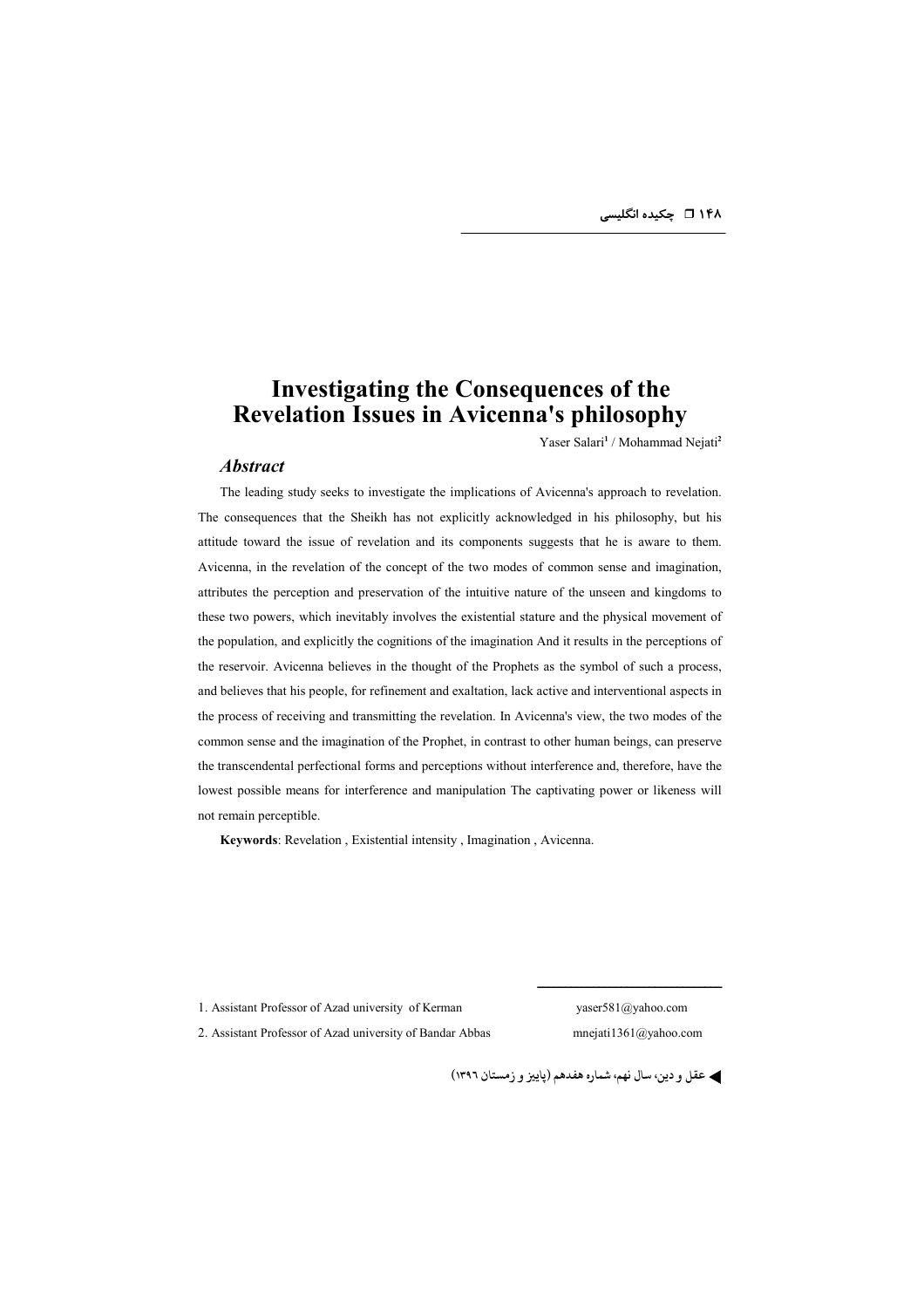# Investigating the Consequences of the Revelation Issues in Avicenna's philosophy

Yaser Salari[1] / Mohammad Nejati[2]

### *Abstract*

The leading study seeks to investigate the implications of Avicenna's approach to revelation. The consequences that the Sheikh has not explicitly acknowledged in his philosophy, but his attitude toward the issue of revelation and its components suggests that he is aware to them. Avicenna, in the revelation of the concept of the two modes of common sense and imagination, attributes the perception and preservation of the intuitive nature of the unseen and kingdoms to these two powers, which inevitably involves the existential stature and the physical movement of the population, and explicitly the cognitions of the imagination And it results in the perceptions of the reservoir. Avicenna believes in the thought of the Prophets as the symbol of such a process, and believes that his people, for refinement and exaltation, lack active and interventional aspects in the process of receiving and transmitting the revelation. In Avicenna's view, the two modes of the common sense and the imagination of the Prophet, in contrast to other human beings, can preserve the transcendental perfectional forms and perceptions without interference and, therefore, have the lowest possible means for interference and manipulation The captivating power or likeness will not remain perceptible.

**Keywords**: Revelation , Existential intensity , Imagination , Avicenna.

---

1. Assistant Professor of Azad university of Kerman yaser581@yahoo.com
2. Assistant Professor of Azad university of Bandar Abbas mnejati1361@yahoo.com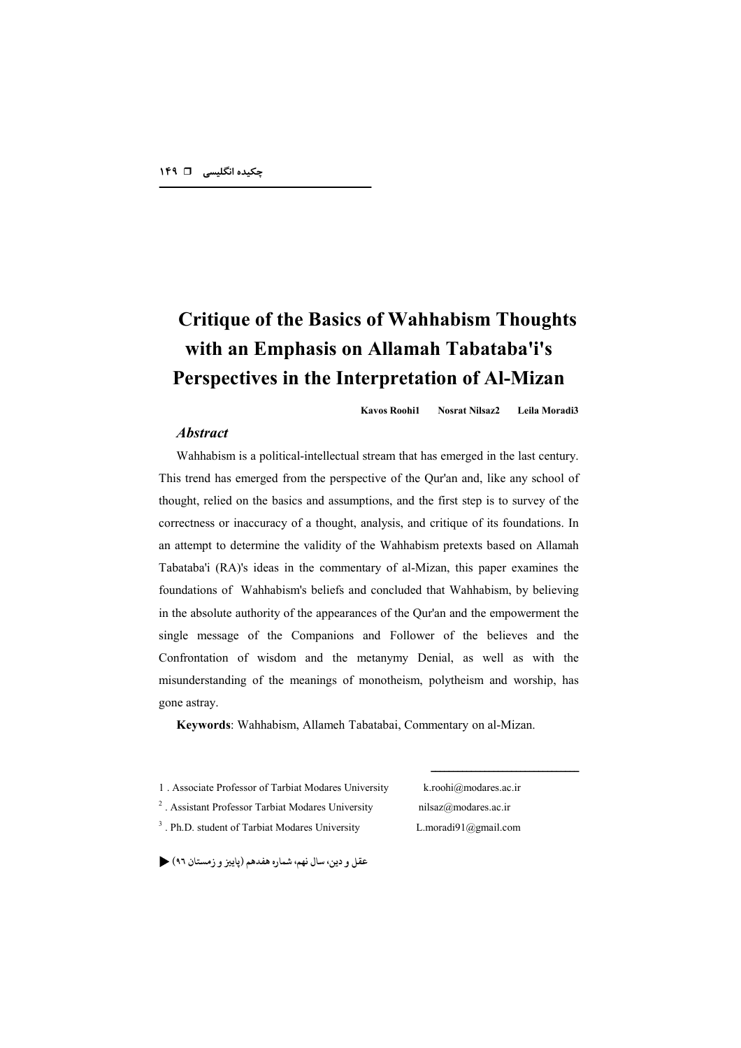# Critique of the Basics of Wahhabism Thoughts with an Emphasis on Allamah Tabataba'i's Perspectives in the Interpretation of Al-Mizan

**Kavos Roohi1 Nosrat Nilsaz2 Leila Moradi3**

### *Abstract*

Wahhabism is a political-intellectual stream that has emerged in the last century. This trend has emerged from the perspective of the Qur'an and, like any school of thought, relied on the basics and assumptions, and the first step is to survey of the correctness or inaccuracy of a thought, analysis, and critique of its foundations. In an attempt to determine the validity of the Wahhabism pretexts based on Allamah Tabataba'i (RA)'s ideas in the commentary of al-Mizan, this paper examines the foundations of Wahhabism's beliefs and concluded that Wahhabism, by believing in the absolute authority of the appearances of the Qur'an and the empowerment the single message of the Companions and Follower of the believes and the Confrontation of wisdom and the metanymy Denial, as well as with the misunderstanding of the meanings of monotheism, polytheism and worship, has gone astray.

**Keywords**: Wahhabism, Allameh Tabatabai, Commentary on al-Mizan.

---

1 . Associate Professor of Tarbiat Modares University k.roohi@modares.ac.ir

2 . Assistant Professor Tarbiat Modares University nilsaz@modares.ac.ir

3 . Ph.D. student of Tarbiat Modares University L.moradi91@gmail.com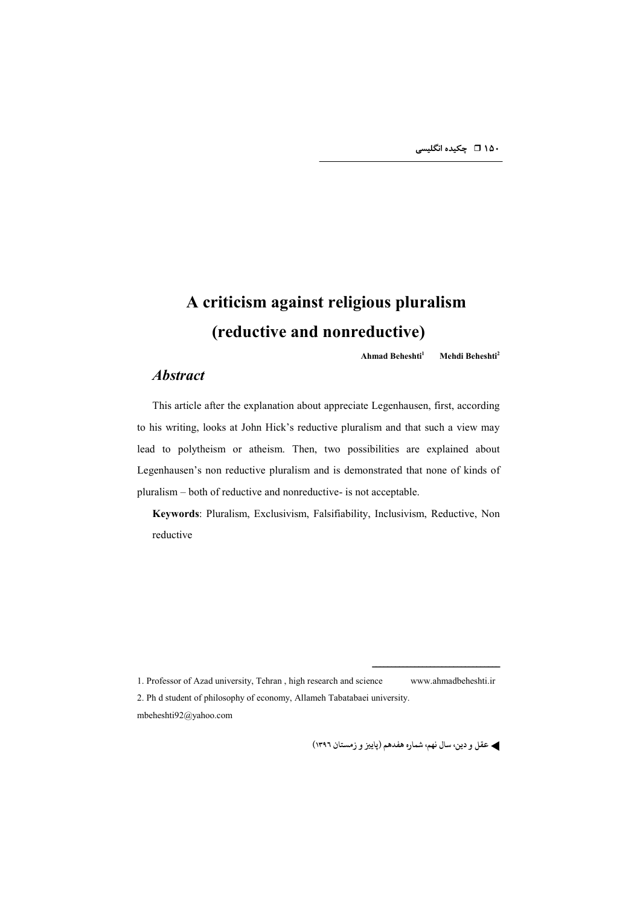# A criticism against religious pluralism (reductive and nonreductive)

Ahmad Beheshti[1] Mehdi Beheshti[2]

## *Abstract*

This article after the explanation about appreciate Legenhausen, first, according to his writing, looks at John Hick's reductive pluralism and that such a view may lead to polytheism or atheism. Then, two possibilities are explained about Legenhausen's non reductive pluralism and is demonstrated that none of kinds of pluralism – both of reductive and nonreductive- is not acceptable.

**Keywords**: Pluralism, Exclusivism, Falsifiability, Inclusivism, Reductive, Non reductive

---

1. Professor of Azad university, Tehran , high research and science www.ahmadbeheshti.ir

2. Ph d student of philosophy of economy, Allameh Tabatabaei university. mbeheshti92@yahoo.com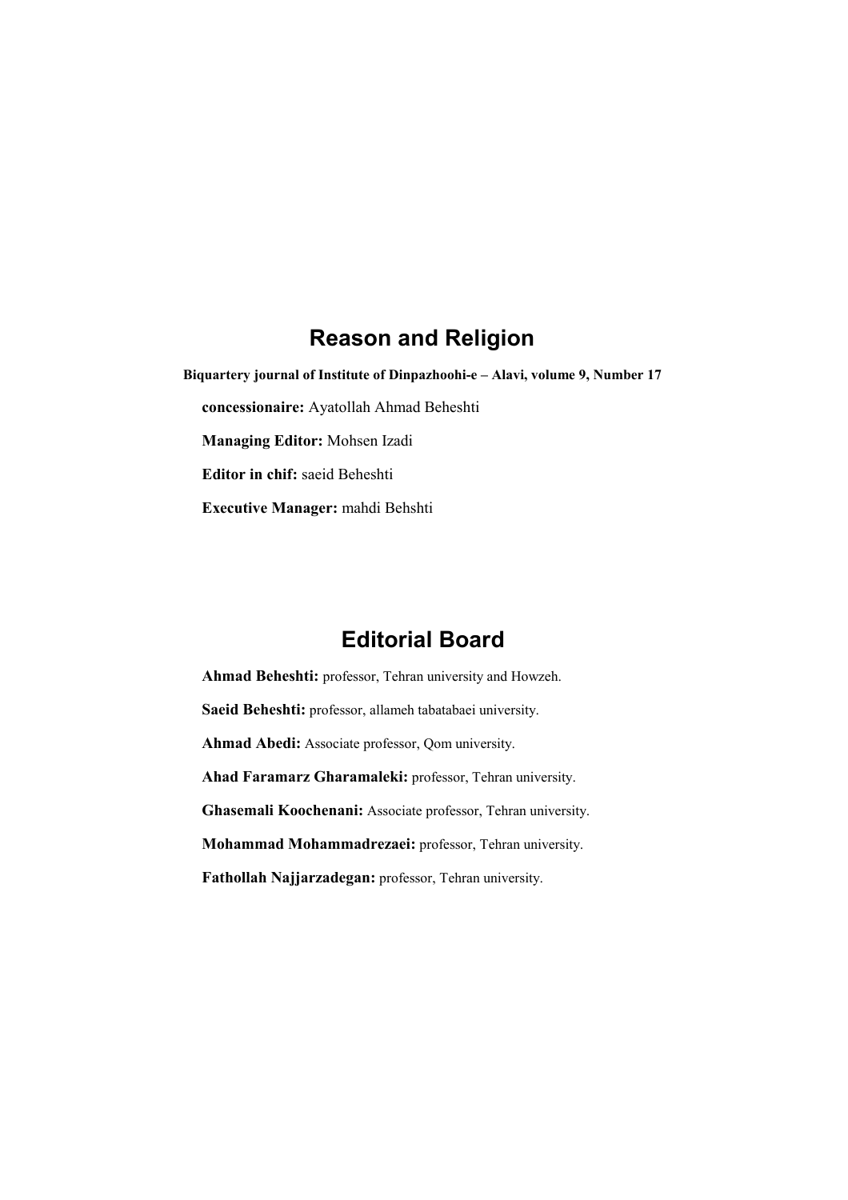# Reason and Religion

**Biquartery journal of Institute of Dinpazhoohi-e – Alavi, volume 9, Number 17**

**concessionaire:** Ayatollah Ahmad Beheshti

**Managing Editor:** Mohsen Izadi

**Editor in chif:** saeid Beheshti

**Executive Manager:** mahdi Behshti

# Editorial Board

**Ahmad Beheshti:** professor, Tehran university and Howzeh.

**Saeid Beheshti:** professor, allameh tabatabaei university.

**Ahmad Abedi:** Associate professor, Qom university.

**Ahad Faramarz Gharamaleki:** professor, Tehran university.

**Ghasemali Koochenani:** Associate professor, Tehran university.

**Mohammad Mohammadrezaei:** professor, Tehran university.

**Fathollah Najjarzadegan:** professor, Tehran university.